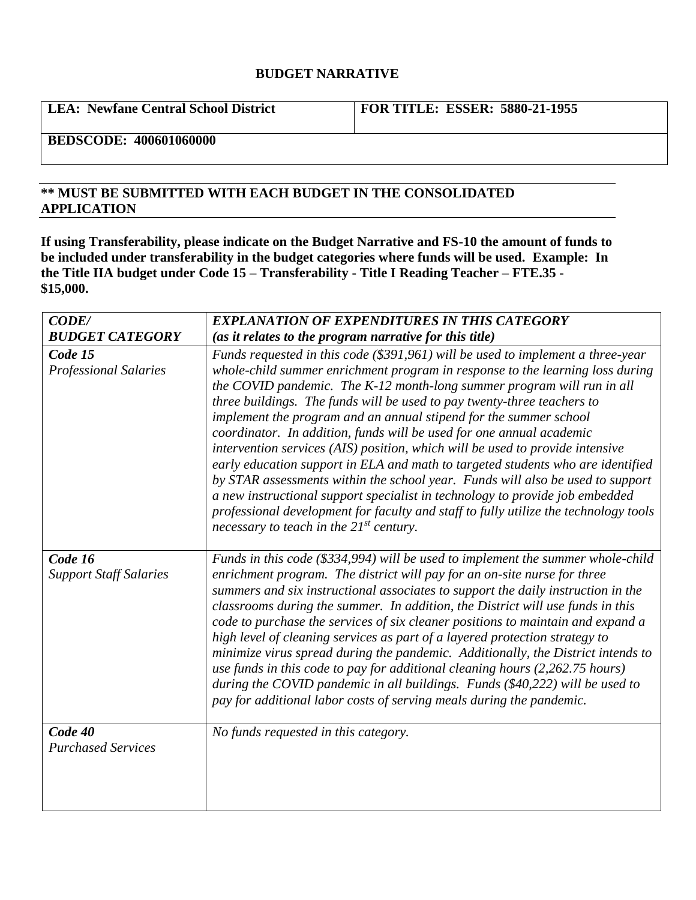# BUDGET NARRATIVE

| **LEA: Newfane Central School District** | **FOR TITLE: ESSER: 5880-21-1955** |
|---|---|
| **BEDSCODE: 400601060000** | |

**\*\* MUST BE SUBMITTED WITH EACH BUDGET IN THE CONSOLIDATED APPLICATION**

**If using Transferability, please indicate on the Budget Narrative and FS-10 the amount of funds to be included under transferability in the budget categories where funds will be used. Example: In the Title IIA budget under Code 15 – Transferability - Title I Reading Teacher – FTE.35 - $15,000.**

| ***CODE/ BUDGET CATEGORY*** | ***EXPLANATION OF EXPENDITURES IN THIS CATEGORY (as it relates to the program narrative for this title)*** |
|---|---|
| ***Code 15*** *Professional Salaries* | *Funds requested in this code ($391,961) will be used to implement a three-year whole-child summer enrichment program in response to the learning loss during the COVID pandemic. The K-12 month-long summer program will run in all three buildings. The funds will be used to pay twenty-three teachers to implement the program and an annual stipend for the summer school coordinator. In addition, funds will be used for one annual academic intervention services (AIS) position, which will be used to provide intensive early education support in ELA and math to targeted students who are identified by STAR assessments within the school year. Funds will also be used to support a new instructional support specialist in technology to provide job embedded professional development for faculty and staff to fully utilize the technology tools necessary to teach in the 21st century.* |
| ***Code 16*** *Support Staff Salaries* | *Funds in this code ($334,994) will be used to implement the summer whole-child enrichment program. The district will pay for an on-site nurse for three summers and six instructional associates to support the daily instruction in the classrooms during the summer. In addition, the District will use funds in this code to purchase the services of six cleaner positions to maintain and expand a high level of cleaning services as part of a layered protection strategy to minimize virus spread during the pandemic. Additionally, the District intends to use funds in this code to pay for additional cleaning hours (2,262.75 hours) during the COVID pandemic in all buildings. Funds ($40,222) will be used to pay for additional labor costs of serving meals during the pandemic.* |
| ***Code 40*** *Purchased Services* | *No funds requested in this category.* |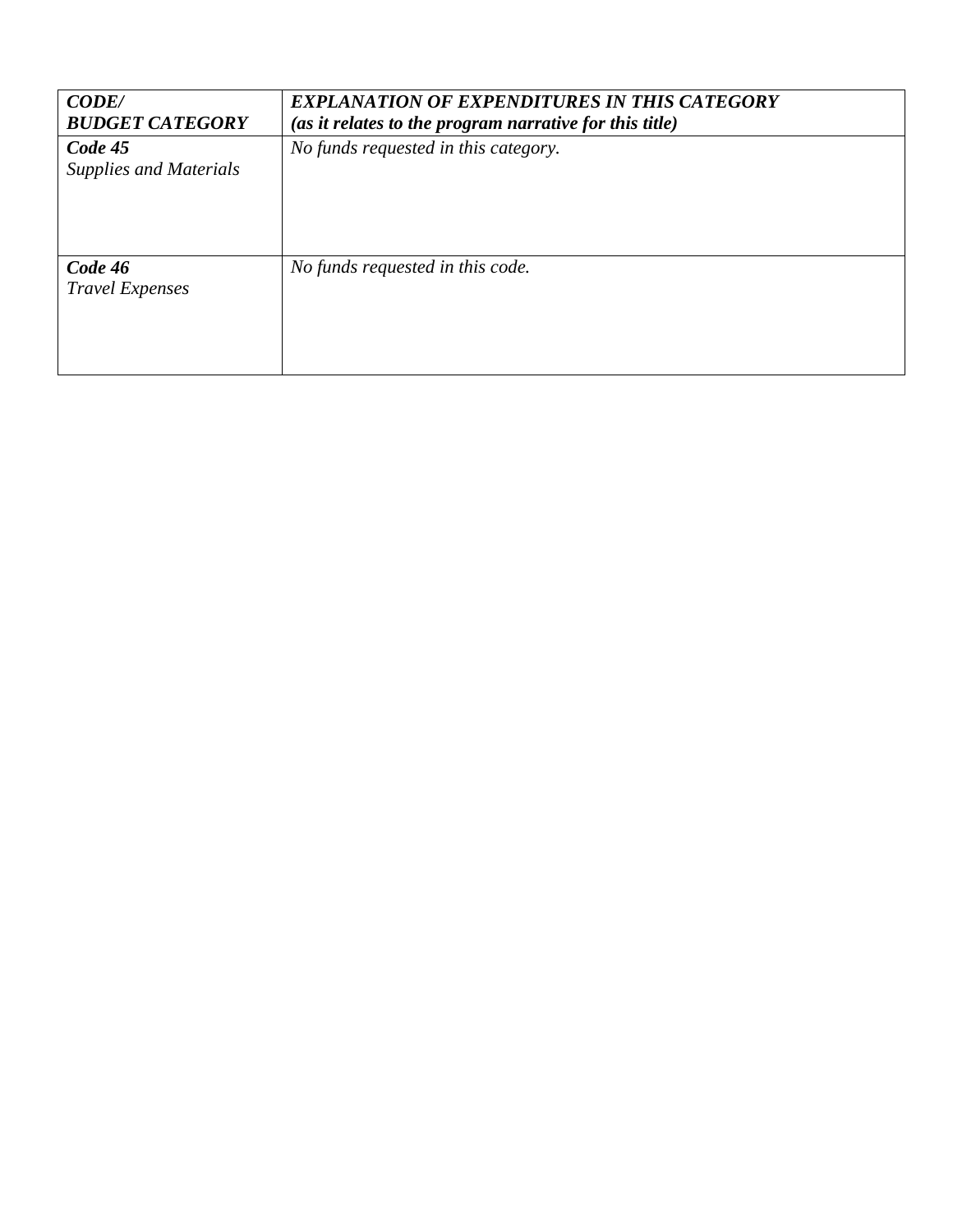| ***CODE/<br>BUDGET CATEGORY*** | ***EXPLANATION OF EXPENDITURES IN THIS CATEGORY<br>(as it relates to the program narrative for this title)*** |
|---|---|
| ***Code 45***<br>*Supplies and Materials* | *No funds requested in this category.* |
| ***Code 46***<br>*Travel Expenses* | *No funds requested in this code.* |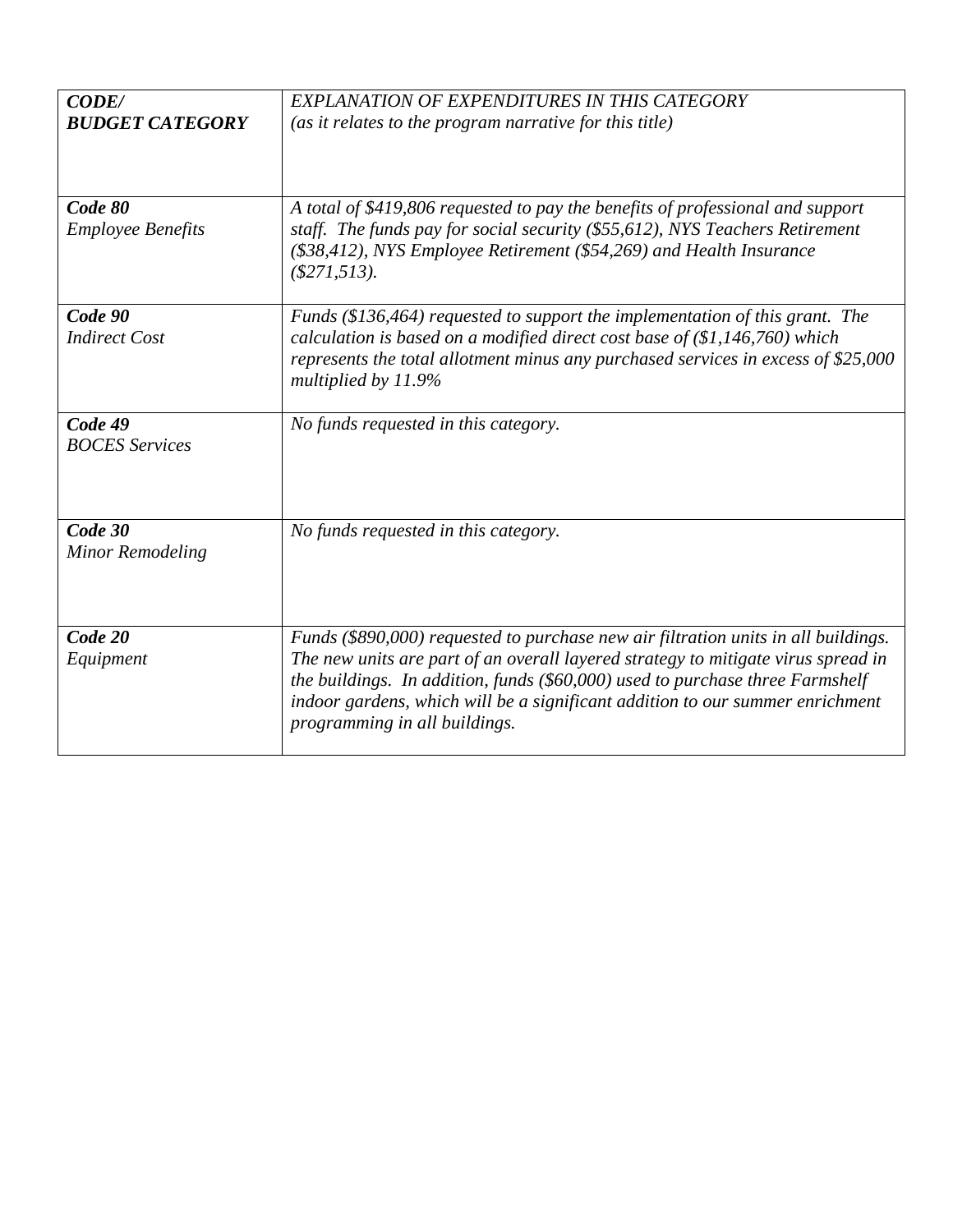| ***CODE/ BUDGET CATEGORY*** | *EXPLANATION OF EXPENDITURES IN THIS CATEGORY (as it relates to the program narrative for this title)* |
| --- | --- |
| ***Code 80*** *Employee Benefits* | *A total of $419,806 requested to pay the benefits of professional and support staff. The funds pay for social security ($55,612), NYS Teachers Retirement ($38,412), NYS Employee Retirement ($54,269) and Health Insurance ($271,513).* |
| ***Code 90*** *Indirect Cost* | *Funds ($136,464) requested to support the implementation of this grant. The calculation is based on a modified direct cost base of ($1,146,760) which represents the total allotment minus any purchased services in excess of $25,000 multiplied by 11.9%* |
| ***Code 49*** *BOCES Services* | *No funds requested in this category.* |
| ***Code 30*** *Minor Remodeling* | *No funds requested in this category.* |
| ***Code 20*** *Equipment* | *Funds ($890,000) requested to purchase new air filtration units in all buildings. The new units are part of an overall layered strategy to mitigate virus spread in the buildings. In addition, funds ($60,000) used to purchase three Farmshelf indoor gardens, which will be a significant addition to our summer enrichment programming in all buildings.* |